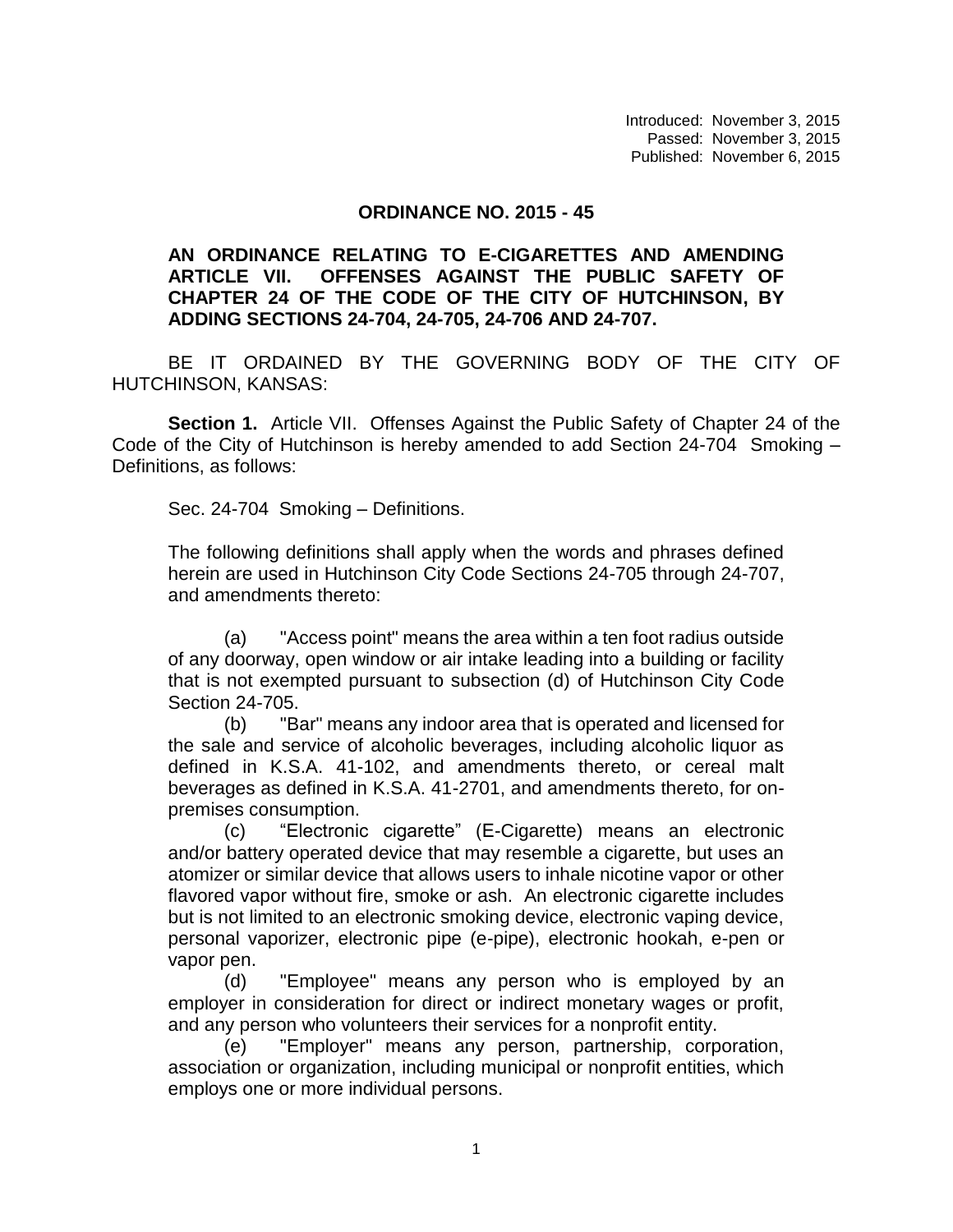Introduced: November 3, 2015
Passed: November 3, 2015
Published: November 6, 2015

# ORDINANCE NO. 2015 - 45

**AN ORDINANCE RELATING TO E-CIGARETTES AND AMENDING ARTICLE VII. OFFENSES AGAINST THE PUBLIC SAFETY OF CHAPTER 24 OF THE CODE OF THE CITY OF HUTCHINSON, BY ADDING SECTIONS 24-704, 24-705, 24-706 AND 24-707.**

BE IT ORDAINED BY THE GOVERNING BODY OF THE CITY OF HUTCHINSON, KANSAS:

**Section 1.** Article VII. Offenses Against the Public Safety of Chapter 24 of the Code of the City of Hutchinson is hereby amended to add Section 24-704 Smoking – Definitions, as follows:

Sec. 24-704 Smoking – Definitions.

The following definitions shall apply when the words and phrases defined herein are used in Hutchinson City Code Sections 24-705 through 24-707, and amendments thereto:

(a) "Access point" means the area within a ten foot radius outside of any doorway, open window or air intake leading into a building or facility that is not exempted pursuant to subsection (d) of Hutchinson City Code Section 24-705.

(b) "Bar" means any indoor area that is operated and licensed for the sale and service of alcoholic beverages, including alcoholic liquor as defined in K.S.A. 41-102, and amendments thereto, or cereal malt beverages as defined in K.S.A. 41-2701, and amendments thereto, for on-premises consumption.

(c) "Electronic cigarette" (E-Cigarette) means an electronic and/or battery operated device that may resemble a cigarette, but uses an atomizer or similar device that allows users to inhale nicotine vapor or other flavored vapor without fire, smoke or ash. An electronic cigarette includes but is not limited to an electronic smoking device, electronic vaping device, personal vaporizer, electronic pipe (e-pipe), electronic hookah, e-pen or vapor pen.

(d) "Employee" means any person who is employed by an employer in consideration for direct or indirect monetary wages or profit, and any person who volunteers their services for a nonprofit entity.

(e) "Employer" means any person, partnership, corporation, association or organization, including municipal or nonprofit entities, which employs one or more individual persons.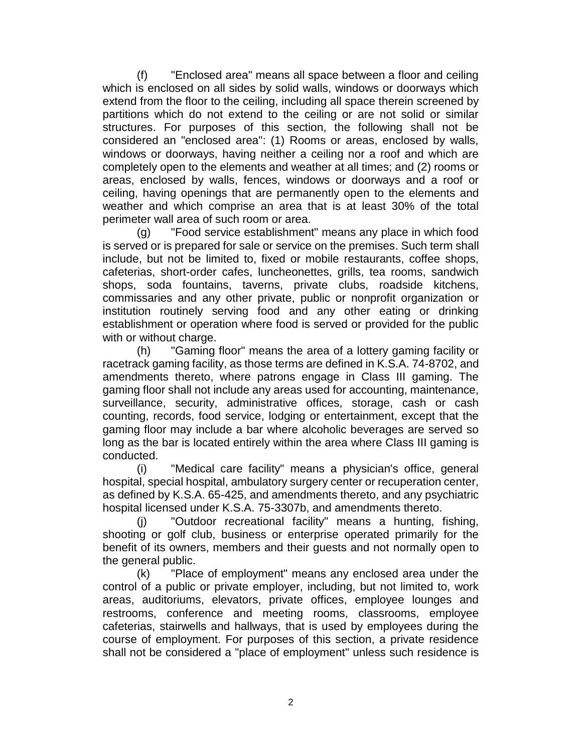(f) "Enclosed area" means all space between a floor and ceiling which is enclosed on all sides by solid walls, windows or doorways which extend from the floor to the ceiling, including all space therein screened by partitions which do not extend to the ceiling or are not solid or similar structures. For purposes of this section, the following shall not be considered an "enclosed area": (1) Rooms or areas, enclosed by walls, windows or doorways, having neither a ceiling nor a roof and which are completely open to the elements and weather at all times; and (2) rooms or areas, enclosed by walls, fences, windows or doorways and a roof or ceiling, having openings that are permanently open to the elements and weather and which comprise an area that is at least 30% of the total perimeter wall area of such room or area.

(g) "Food service establishment" means any place in which food is served or is prepared for sale or service on the premises. Such term shall include, but not be limited to, fixed or mobile restaurants, coffee shops, cafeterias, short-order cafes, luncheonettes, grills, tea rooms, sandwich shops, soda fountains, taverns, private clubs, roadside kitchens, commissaries and any other private, public or nonprofit organization or institution routinely serving food and any other eating or drinking establishment or operation where food is served or provided for the public with or without charge.

(h) "Gaming floor" means the area of a lottery gaming facility or racetrack gaming facility, as those terms are defined in K.S.A. 74-8702, and amendments thereto, where patrons engage in Class III gaming. The gaming floor shall not include any areas used for accounting, maintenance, surveillance, security, administrative offices, storage, cash or cash counting, records, food service, lodging or entertainment, except that the gaming floor may include a bar where alcoholic beverages are served so long as the bar is located entirely within the area where Class III gaming is conducted.

(i) "Medical care facility" means a physician's office, general hospital, special hospital, ambulatory surgery center or recuperation center, as defined by K.S.A. 65-425, and amendments thereto, and any psychiatric hospital licensed under K.S.A. 75-3307b, and amendments thereto.

(j) "Outdoor recreational facility" means a hunting, fishing, shooting or golf club, business or enterprise operated primarily for the benefit of its owners, members and their guests and not normally open to the general public.

(k) "Place of employment" means any enclosed area under the control of a public or private employer, including, but not limited to, work areas, auditoriums, elevators, private offices, employee lounges and restrooms, conference and meeting rooms, classrooms, employee cafeterias, stairwells and hallways, that is used by employees during the course of employment. For purposes of this section, a private residence shall not be considered a "place of employment" unless such residence is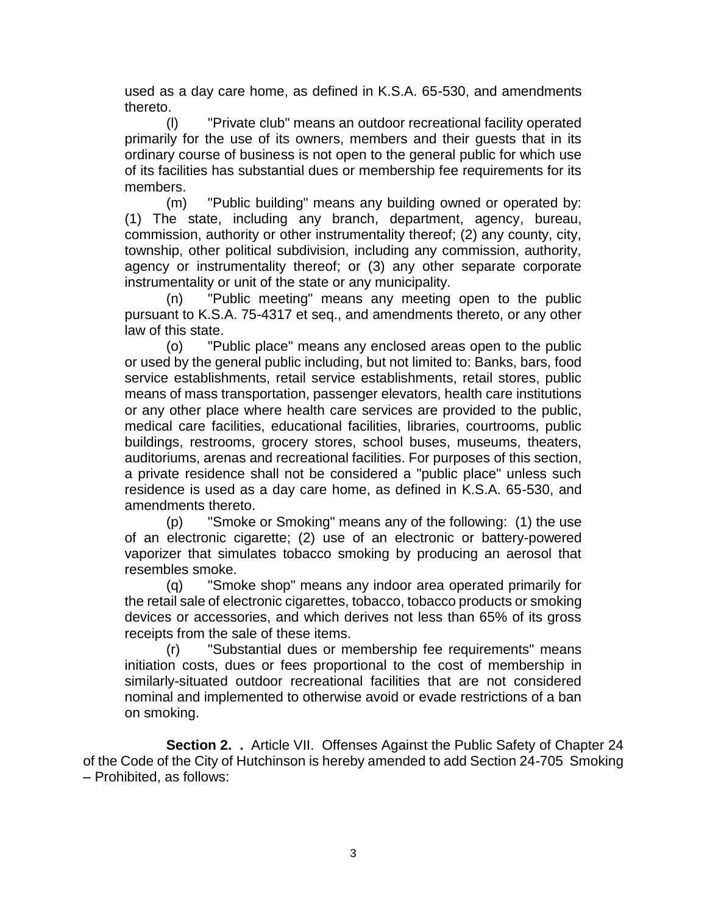used as a day care home, as defined in K.S.A. 65-530, and amendments thereto.

(l) "Private club" means an outdoor recreational facility operated primarily for the use of its owners, members and their guests that in its ordinary course of business is not open to the general public for which use of its facilities has substantial dues or membership fee requirements for its members.

(m) "Public building" means any building owned or operated by: (1) The state, including any branch, department, agency, bureau, commission, authority or other instrumentality thereof; (2) any county, city, township, other political subdivision, including any commission, authority, agency or instrumentality thereof; or (3) any other separate corporate instrumentality or unit of the state or any municipality.

(n) "Public meeting" means any meeting open to the public pursuant to K.S.A. 75-4317 et seq., and amendments thereto, or any other law of this state.

(o) "Public place" means any enclosed areas open to the public or used by the general public including, but not limited to: Banks, bars, food service establishments, retail service establishments, retail stores, public means of mass transportation, passenger elevators, health care institutions or any other place where health care services are provided to the public, medical care facilities, educational facilities, libraries, courtrooms, public buildings, restrooms, grocery stores, school buses, museums, theaters, auditoriums, arenas and recreational facilities. For purposes of this section, a private residence shall not be considered a "public place" unless such residence is used as a day care home, as defined in K.S.A. 65-530, and amendments thereto.

(p) "Smoke or Smoking" means any of the following: (1) the use of an electronic cigarette; (2) use of an electronic or battery-powered vaporizer that simulates tobacco smoking by producing an aerosol that resembles smoke.

(q) "Smoke shop" means any indoor area operated primarily for the retail sale of electronic cigarettes, tobacco, tobacco products or smoking devices or accessories, and which derives not less than 65% of its gross receipts from the sale of these items.

(r) "Substantial dues or membership fee requirements" means initiation costs, dues or fees proportional to the cost of membership in similarly-situated outdoor recreational facilities that are not considered nominal and implemented to otherwise avoid or evade restrictions of a ban on smoking.

**Section 2. .** Article VII. Offenses Against the Public Safety of Chapter 24 of the Code of the City of Hutchinson is hereby amended to add Section 24-705 Smoking – Prohibited, as follows: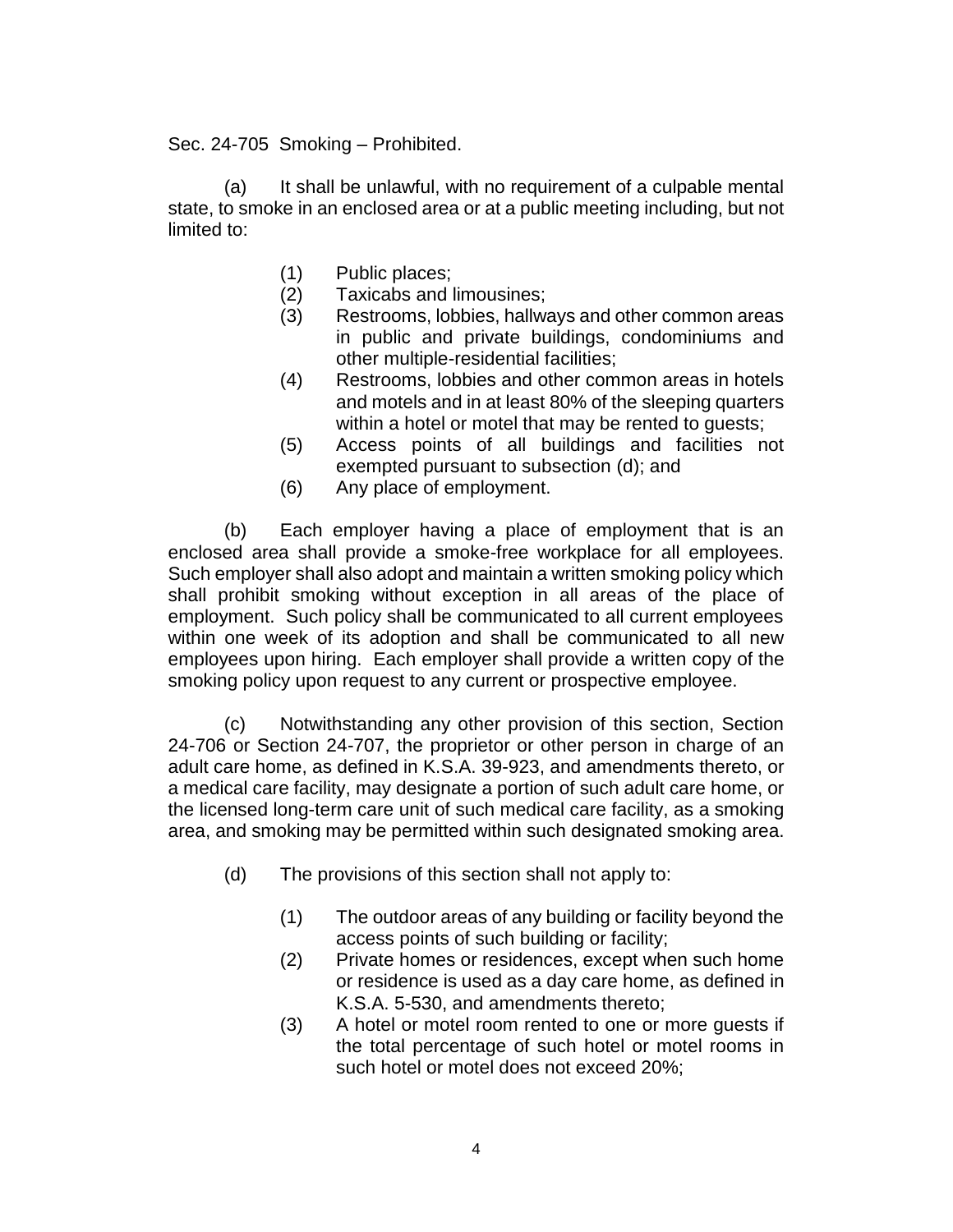Sec. 24-705 Smoking – Prohibited.

(a) It shall be unlawful, with no requirement of a culpable mental state, to smoke in an enclosed area or at a public meeting including, but not limited to:

(1) Public places;
(2) Taxicabs and limousines;
(3) Restrooms, lobbies, hallways and other common areas in public and private buildings, condominiums and other multiple-residential facilities;
(4) Restrooms, lobbies and other common areas in hotels and motels and in at least 80% of the sleeping quarters within a hotel or motel that may be rented to guests;
(5) Access points of all buildings and facilities not exempted pursuant to subsection (d); and
(6) Any place of employment.

(b) Each employer having a place of employment that is an enclosed area shall provide a smoke-free workplace for all employees. Such employer shall also adopt and maintain a written smoking policy which shall prohibit smoking without exception in all areas of the place of employment. Such policy shall be communicated to all current employees within one week of its adoption and shall be communicated to all new employees upon hiring. Each employer shall provide a written copy of the smoking policy upon request to any current or prospective employee.

(c) Notwithstanding any other provision of this section, Section 24-706 or Section 24-707, the proprietor or other person in charge of an adult care home, as defined in K.S.A. 39-923, and amendments thereto, or a medical care facility, may designate a portion of such adult care home, or the licensed long-term care unit of such medical care facility, as a smoking area, and smoking may be permitted within such designated smoking area.

(d) The provisions of this section shall not apply to:

(1) The outdoor areas of any building or facility beyond the access points of such building or facility;
(2) Private homes or residences, except when such home or residence is used as a day care home, as defined in K.S.A. 5-530, and amendments thereto;
(3) A hotel or motel room rented to one or more guests if the total percentage of such hotel or motel rooms in such hotel or motel does not exceed 20%;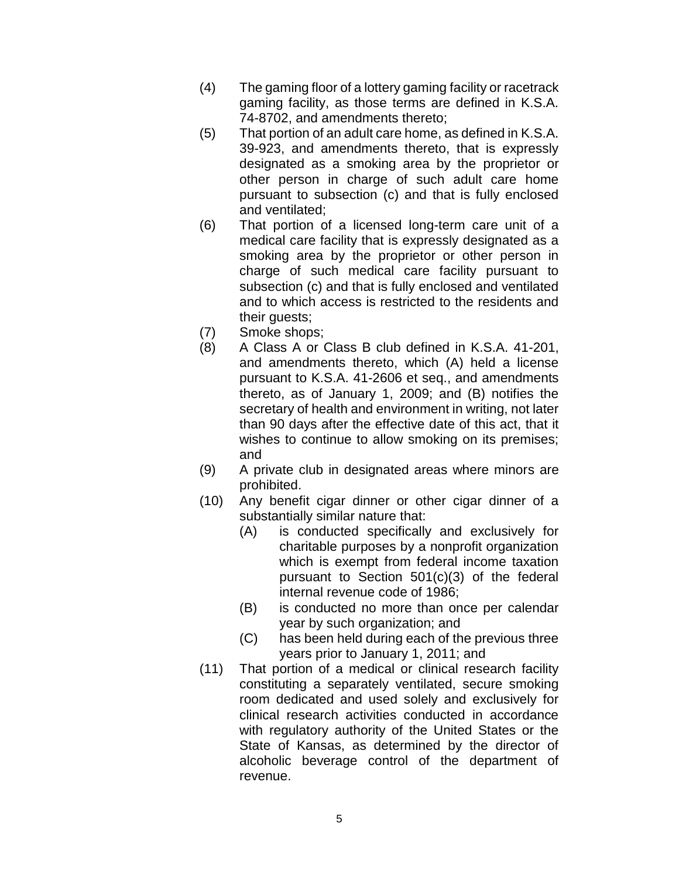(4) The gaming floor of a lottery gaming facility or racetrack gaming facility, as those terms are defined in K.S.A. 74-8702, and amendments thereto;

(5) That portion of an adult care home, as defined in K.S.A. 39-923, and amendments thereto, that is expressly designated as a smoking area by the proprietor or other person in charge of such adult care home pursuant to subsection (c) and that is fully enclosed and ventilated;

(6) That portion of a licensed long-term care unit of a medical care facility that is expressly designated as a smoking area by the proprietor or other person in charge of such medical care facility pursuant to subsection (c) and that is fully enclosed and ventilated and to which access is restricted to the residents and their guests;

(7) Smoke shops;

(8) A Class A or Class B club defined in K.S.A. 41-201, and amendments thereto, which (A) held a license pursuant to K.S.A. 41-2606 et seq., and amendments thereto, as of January 1, 2009; and (B) notifies the secretary of health and environment in writing, not later than 90 days after the effective date of this act, that it wishes to continue to allow smoking on its premises; and

(9) A private club in designated areas where minors are prohibited.

(10) Any benefit cigar dinner or other cigar dinner of a substantially similar nature that:

    (A) is conducted specifically and exclusively for charitable purposes by a nonprofit organization which is exempt from federal income taxation pursuant to Section 501(c)(3) of the federal internal revenue code of 1986;

    (B) is conducted no more than once per calendar year by such organization; and

    (C) has been held during each of the previous three years prior to January 1, 2011; and

(11) That portion of a medical or clinical research facility constituting a separately ventilated, secure smoking room dedicated and used solely and exclusively for clinical research activities conducted in accordance with regulatory authority of the United States or the State of Kansas, as determined by the director of alcoholic beverage control of the department of revenue.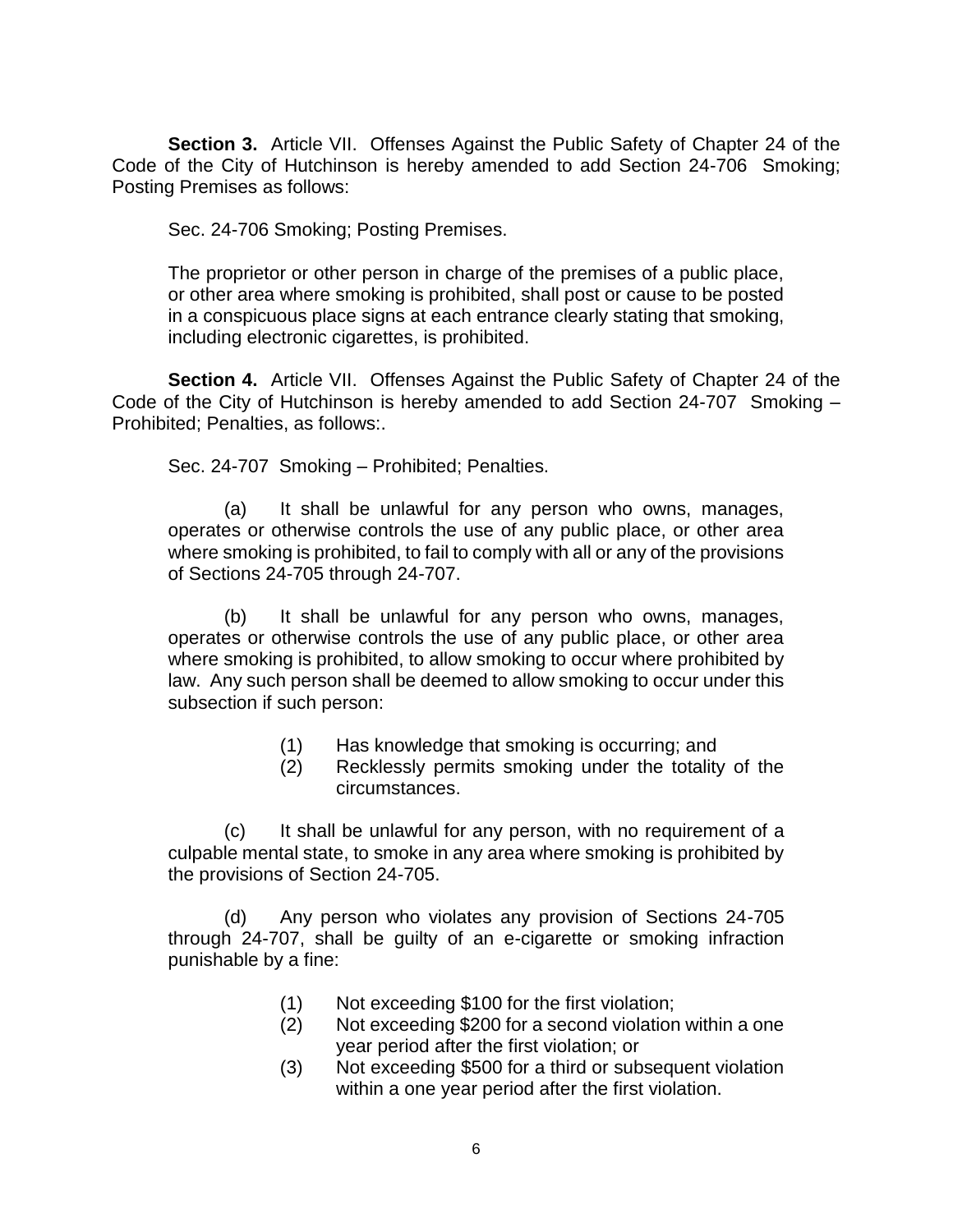**Section 3.** Article VII. Offenses Against the Public Safety of Chapter 24 of the Code of the City of Hutchinson is hereby amended to add Section 24-706 Smoking; Posting Premises as follows:

Sec. 24-706 Smoking; Posting Premises.

The proprietor or other person in charge of the premises of a public place, or other area where smoking is prohibited, shall post or cause to be posted in a conspicuous place signs at each entrance clearly stating that smoking, including electronic cigarettes, is prohibited.

**Section 4.** Article VII. Offenses Against the Public Safety of Chapter 24 of the Code of the City of Hutchinson is hereby amended to add Section 24-707 Smoking – Prohibited; Penalties, as follows:.

Sec. 24-707 Smoking – Prohibited; Penalties.

(a) It shall be unlawful for any person who owns, manages, operates or otherwise controls the use of any public place, or other area where smoking is prohibited, to fail to comply with all or any of the provisions of Sections 24-705 through 24-707.

(b) It shall be unlawful for any person who owns, manages, operates or otherwise controls the use of any public place, or other area where smoking is prohibited, to allow smoking to occur where prohibited by law. Any such person shall be deemed to allow smoking to occur under this subsection if such person:

(1) Has knowledge that smoking is occurring; and
(2) Recklessly permits smoking under the totality of the circumstances.

(c) It shall be unlawful for any person, with no requirement of a culpable mental state, to smoke in any area where smoking is prohibited by the provisions of Section 24-705.

(d) Any person who violates any provision of Sections 24-705 through 24-707, shall be guilty of an e-cigarette or smoking infraction punishable by a fine:

(1) Not exceeding $100 for the first violation;
(2) Not exceeding $200 for a second violation within a one year period after the first violation; or
(3) Not exceeding $500 for a third or subsequent violation within a one year period after the first violation.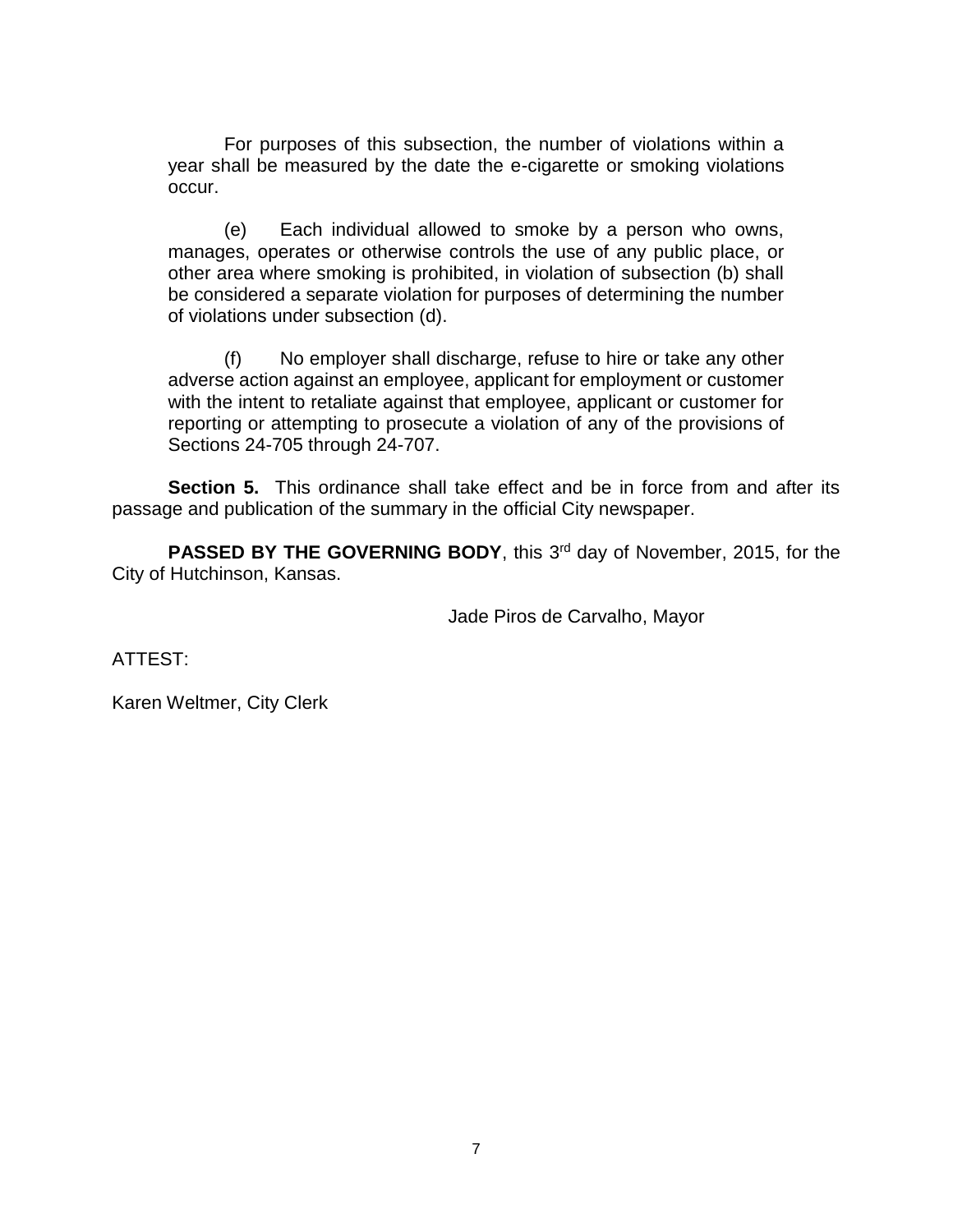For purposes of this subsection, the number of violations within a year shall be measured by the date the e-cigarette or smoking violations occur.

(e) Each individual allowed to smoke by a person who owns, manages, operates or otherwise controls the use of any public place, or other area where smoking is prohibited, in violation of subsection (b) shall be considered a separate violation for purposes of determining the number of violations under subsection (d).

(f) No employer shall discharge, refuse to hire or take any other adverse action against an employee, applicant for employment or customer with the intent to retaliate against that employee, applicant or customer for reporting or attempting to prosecute a violation of any of the provisions of Sections 24-705 through 24-707.

**Section 5.** This ordinance shall take effect and be in force from and after its passage and publication of the summary in the official City newspaper.

**PASSED BY THE GOVERNING BODY**, this 3rd day of November, 2015, for the City of Hutchinson, Kansas.

Jade Piros de Carvalho, Mayor

ATTEST:

Karen Weltmer, City Clerk